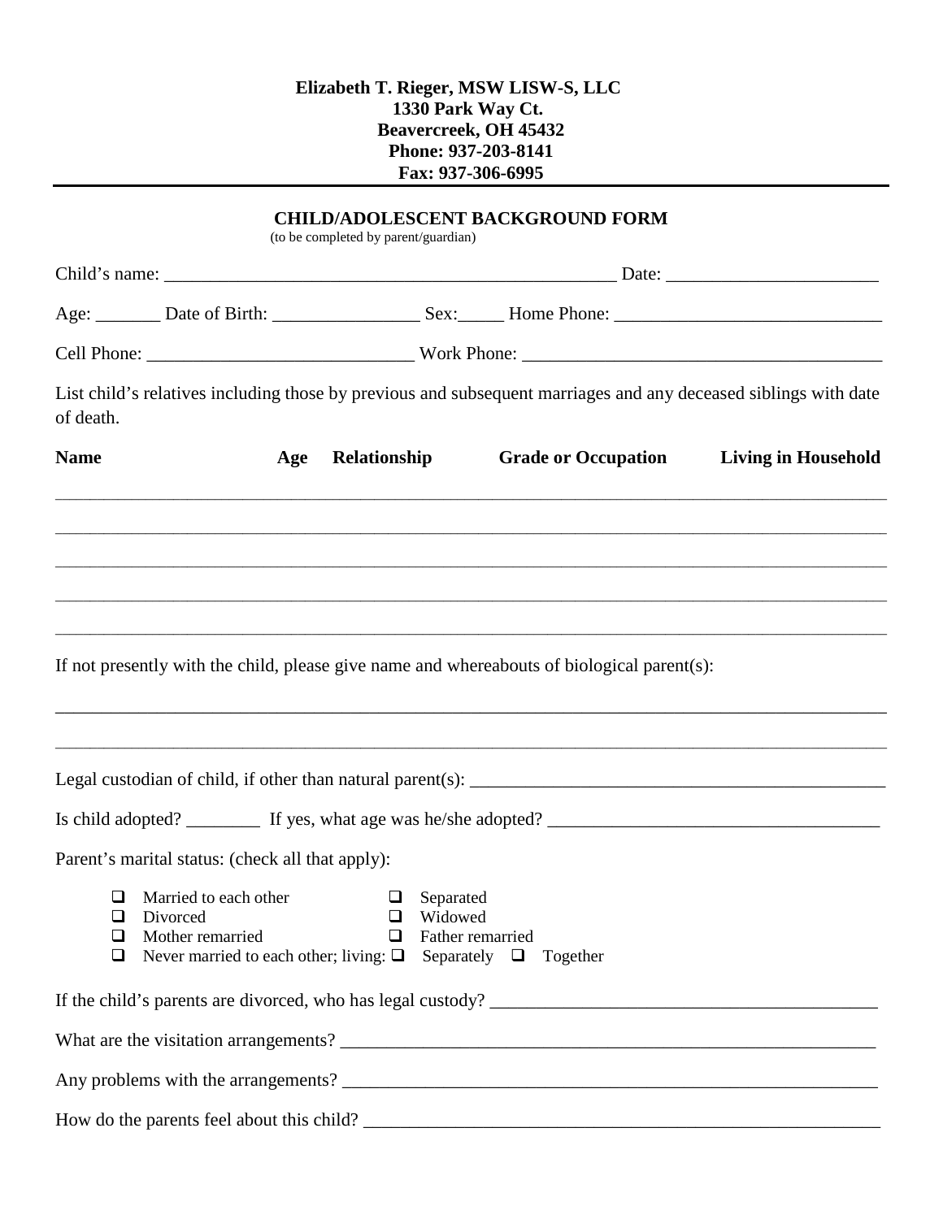**Elizabeth T. Rieger, MSW LISW-S, LLC**
**1330 Park Way Ct.**
**Beavercreek, OH 45432**
**Phone: 937-203-8141**
**Fax: 937-306-6995**

---

## CHILD/ADOLESCENT BACKGROUND FORM

(to be completed by parent/guardian)

Child's name: ________________________________________________ Date: ______________________

Age: _______ Date of Birth: ________________ Sex:_____ Home Phone: _____________________________

Cell Phone: ____________________________ Work Phone: ______________________________________

List child's relatives including those by previous and subsequent marriages and any deceased siblings with date of death.

| Name | Age | Relationship | Grade or Occupation | Living in Household |
|---|---|---|---|---|
| | | | | |
| | | | | |
| | | | | |
| | | | | |
| | | | | |

If not presently with the child, please give name and whereabouts of biological parent(s):

_____________________________________________________________________________________________

_____________________________________________________________________________________________

Legal custodian of child, if other than natural parent(s): ______________________________________________

Is child adopted? ________ If yes, what age was he/she adopted? ___________________________________

Parent's marital status: (check all that apply):

- ❑ Married to each other
- ❑ Separated
- ❑ Divorced
- ❑ Widowed
- ❑ Mother remarried
- ❑ Father remarried
- ❑ Never married to each other; living: ❑ Separately ❑ Together

If the child's parents are divorced, who has legal custody? __________________________________________

What are the visitation arrangements? ____________________________________________________________

Any problems with the arrangements? ____________________________________________________________

How do the parents feel about this child? _________________________________________________________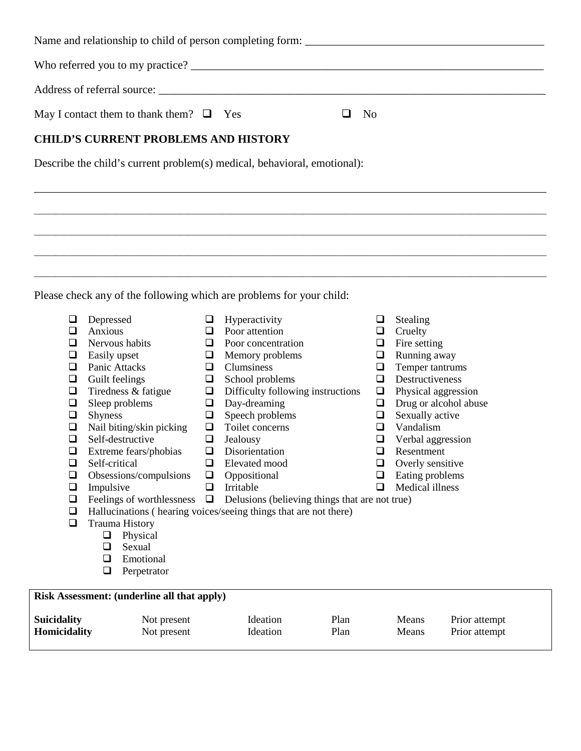Name and relationship to child of person completing form: ___________________________________________

Who referred you to my practice? ___________________________________________________________________

Address of referral source: ________________________________________________________________________

May I contact them to thank them? ☐ Yes ☐ No

## CHILD'S CURRENT PROBLEMS AND HISTORY

Describe the child's current problem(s) medical, behavioral, emotional):

______________________________________________________________________________________________

______________________________________________________________________________________________

______________________________________________________________________________________________

______________________________________________________________________________________________

______________________________________________________________________________________________

Please check any of the following which are problems for your child:

- ☐ Depressed
- ☐ Anxious
- ☐ Nervous habits
- ☐ Easily upset
- ☐ Panic Attacks
- ☐ Guilt feelings
- ☐ Tiredness & fatigue
- ☐ Sleep problems
- ☐ Shyness
- ☐ Nail biting/skin picking
- ☐ Self-destructive
- ☐ Extreme fears/phobias
- ☐ Self-critical
- ☐ Obsessions/compulsions
- ☐ Impulsive
- ☐ Feelings of worthlessness
- ☐ Hyperactivity
- ☐ Poor attention
- ☐ Poor concentration
- ☐ Memory problems
- ☐ Clumsiness
- ☐ School problems
- ☐ Difficulty following instructions
- ☐ Day-dreaming
- ☐ Speech problems
- ☐ Toilet concerns
- ☐ Jealousy
- ☐ Disorientation
- ☐ Elevated mood
- ☐ Oppositional
- ☐ Irritable
- ☐ Delusions (believing things that are not true)
- ☐ Stealing
- ☐ Cruelty
- ☐ Fire setting
- ☐ Running away
- ☐ Temper tantrums
- ☐ Destructiveness
- ☐ Physical aggression
- ☐ Drug or alcohol abuse
- ☐ Sexually active
- ☐ Vandalism
- ☐ Verbal aggression
- ☐ Resentment
- ☐ Overly sensitive
- ☐ Eating problems
- ☐ Medical illness
- ☐ Hallucinations ( hearing voices/seeing things that are not there)
- ☐ Trauma History
  - ☐ Physical
  - ☐ Sexual
  - ☐ Emotional
  - ☐ Perpetrator

**Risk Assessment: (underline all that apply)**

| | | | | | |
|---|---|---|---|---|---|
| **Suicidality** | Not present | Ideation | Plan | Means | Prior attempt |
| **Homicidality** | Not present | Ideation | Plan | Means | Prior attempt |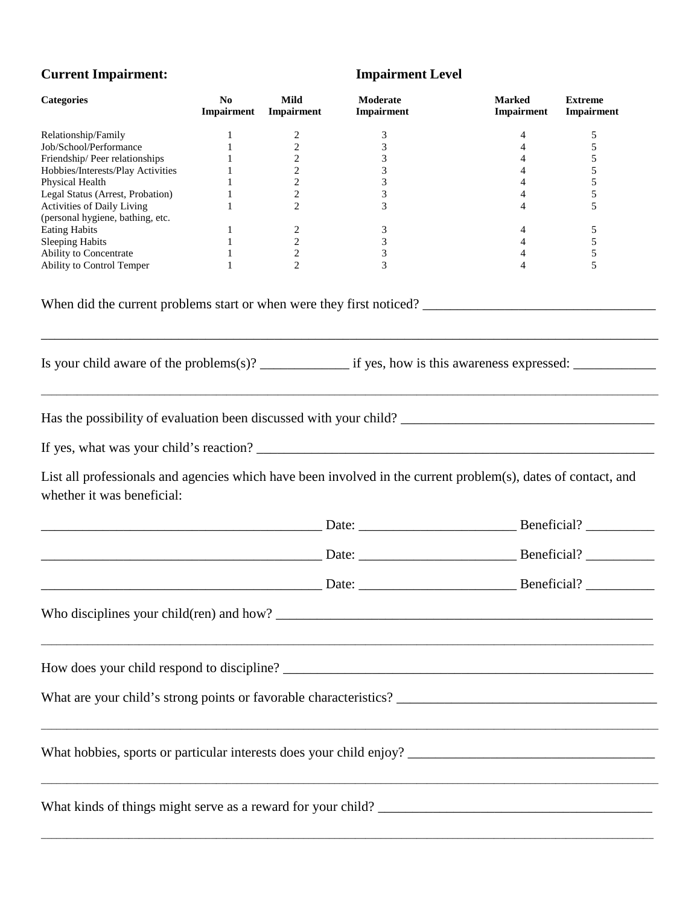**Current Impairment:** **Impairment Level**

| Categories | No Impairment | Mild Impairment | Moderate Impairment | Marked Impairment | Extreme Impairment |
|---|---|---|---|---|---|
| Relationship/Family | 1 | 2 | 3 | 4 | 5 |
| Job/School/Performance | 1 | 2 | 3 | 4 | 5 |
| Friendship/ Peer relationships | 1 | 2 | 3 | 4 | 5 |
| Hobbies/Interests/Play Activities | 1 | 2 | 3 | 4 | 5 |
| Physical Health | 1 | 2 | 3 | 4 | 5 |
| Legal Status (Arrest, Probation) | 1 | 2 | 3 | 4 | 5 |
| Activities of Daily Living (personal hygiene, bathing, etc. | 1 | 2 | 3 | 4 | 5 |
| Eating Habits | 1 | 2 | 3 | 4 | 5 |
| Sleeping Habits | 1 | 2 | 3 | 4 | 5 |
| Ability to Concentrate | 1 | 2 | 3 | 4 | 5 |
| Ability to Control Temper | 1 | 2 | 3 | 4 | 5 |

When did the current problems start or when were they first noticed? _________________________________

_____________________________________________________________________________________________

Is your child aware of the problems(s)? _____________ if yes, how is this awareness expressed: ____________

_____________________________________________________________________________________________

Has the possibility of evaluation been discussed with your child? ____________________________________

If yes, what was your child's reaction? ____________________________________________________________

List all professionals and agencies which have been involved in the current problem(s), dates of contact, and whether it was beneficial:

_________________________________________ Date: _______________________ Beneficial? __________

_________________________________________ Date: _______________________ Beneficial? __________

_________________________________________ Date: _______________________ Beneficial? __________

Who disciplines your child(ren) and how? ________________________________________________________

_____________________________________________________________________________________________

How does your child respond to discipline? _______________________________________________________

What are your child's strong points or favorable characteristics? ______________________________________

_____________________________________________________________________________________________

What hobbies, sports or particular interests does your child enjoy? ____________________________________

_____________________________________________________________________________________________

What kinds of things might serve as a reward for your child? _________________________________________

_____________________________________________________________________________________________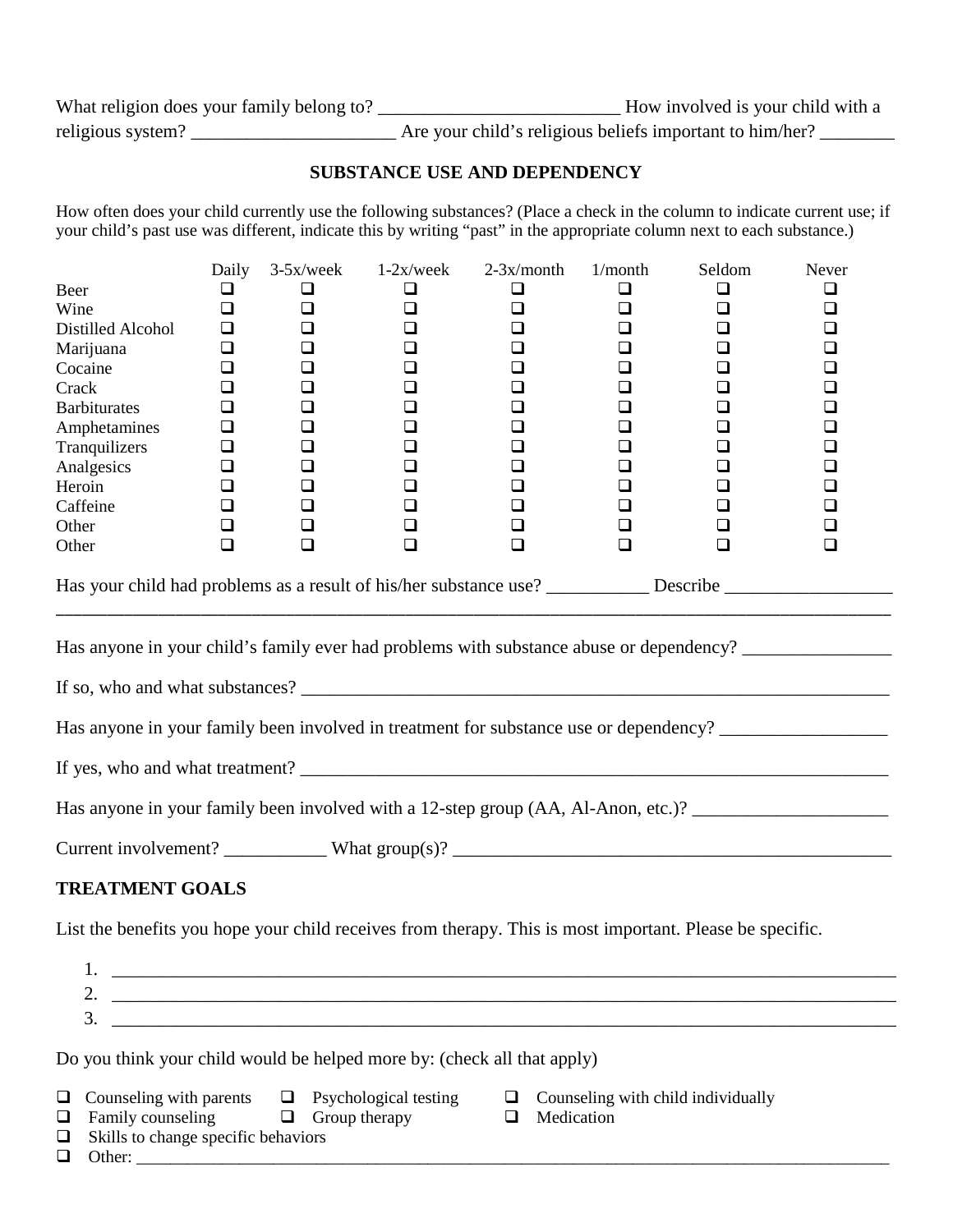What religion does your family belong to? __________________________ How involved is your child with a religious system? ______________________ Are your child's religious beliefs important to him/her? ________

## SUBSTANCE USE AND DEPENDENCY

How often does your child currently use the following substances? (Place a check in the column to indicate current use; if your child's past use was different, indicate this by writing "past" in the appropriate column next to each substance.)

| | Daily | 3-5x/week | 1-2x/week | 2-3x/month | 1/month | Seldom | Never |
|---|---|---|---|---|---|---|---|
| Beer | ❑ | ❑ | ❑ | ❑ | ❑ | ❑ | ❑ |
| Wine | ❑ | ❑ | ❑ | ❑ | ❑ | ❑ | ❑ |
| Distilled Alcohol | ❑ | ❑ | ❑ | ❑ | ❑ | ❑ | ❑ |
| Marijuana | ❑ | ❑ | ❑ | ❑ | ❑ | ❑ | ❑ |
| Cocaine | ❑ | ❑ | ❑ | ❑ | ❑ | ❑ | ❑ |
| Crack | ❑ | ❑ | ❑ | ❑ | ❑ | ❑ | ❑ |
| Barbiturates | ❑ | ❑ | ❑ | ❑ | ❑ | ❑ | ❑ |
| Amphetamines | ❑ | ❑ | ❑ | ❑ | ❑ | ❑ | ❑ |
| Tranquilizers | ❑ | ❑ | ❑ | ❑ | ❑ | ❑ | ❑ |
| Analgesics | ❑ | ❑ | ❑ | ❑ | ❑ | ❑ | ❑ |
| Heroin | ❑ | ❑ | ❑ | ❑ | ❑ | ❑ | ❑ |
| Caffeine | ❑ | ❑ | ❑ | ❑ | ❑ | ❑ | ❑ |
| Other | ❑ | ❑ | ❑ | ❑ | ❑ | ❑ | ❑ |
| Other | ❑ | ❑ | ❑ | ❑ | ❑ | ❑ | ❑ |

Has your child had problems as a result of his/her substance use? ___________ Describe __________________
______________________________________________________________________________________

Has anyone in your child's family ever had problems with substance abuse or dependency? ________________

If so, who and what substances? _________________________________________________________________

Has anyone in your family been involved in treatment for substance use or dependency? __________________

If yes, who and what treatment? __________________________________________________________________

Has anyone in your family been involved with a 12-step group (AA, Al-Anon, etc.)? _____________________

Current involvement? ___________ What group(s)? _________________________________________________

## TREATMENT GOALS

List the benefits you hope your child receives from therapy. This is most important. Please be specific.

1. ______________________________________________________________________________
2. ______________________________________________________________________________
3. ______________________________________________________________________________

Do you think your child would be helped more by: (check all that apply)

- ❑ Counseling with parents
- ❑ Psychological testing
- ❑ Counseling with child individually
- ❑ Family counseling
- ❑ Group therapy
- ❑ Medication
- ❑ Skills to change specific behaviors
- ❑ Other: ________________________________________________________________________________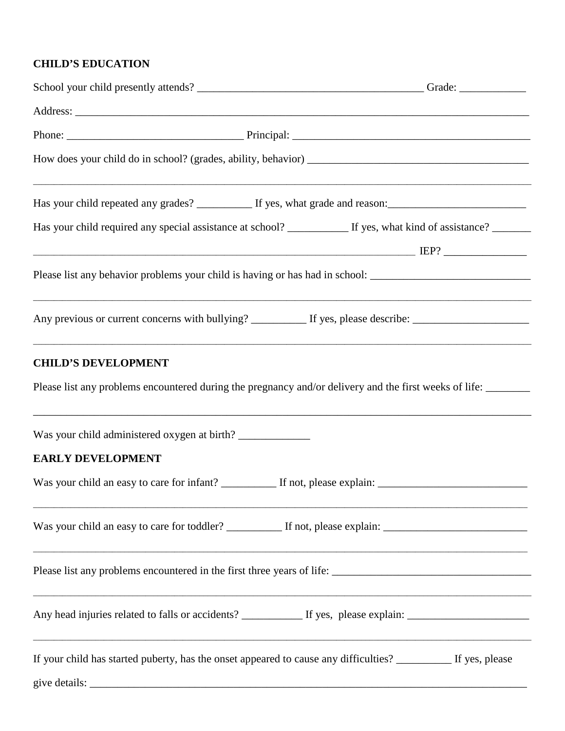**CHILD'S EDUCATION**

School your child presently attends? _________________________________________ Grade: ____________

Address: ____________________________________________________________________________________

Phone: ________________________________ Principal: __________________________________________

How does your child do in school? (grades, ability, behavior) _________________________________________

____________________________________________________________________________________________

Has your child repeated any grades? __________ If yes, what grade and reason:_________________________

Has your child required any special assistance at school? ___________ If yes, what kind of assistance? _______

_________________________________________________________________________ IEP? _______________

Please list any behavior problems your child is having or has had in school: ____________________________

____________________________________________________________________________________________

Any previous or current concerns with bullying? __________ If yes, please describe: _____________________

____________________________________________________________________________________________

**CHILD'S DEVELOPMENT**

Please list any problems encountered during the pregnancy and/or delivery and the first weeks of life: ________

____________________________________________________________________________________________

Was your child administered oxygen at birth? _____________

**EARLY DEVELOPMENT**

Was your child an easy to care for infant? __________ If not, please explain: ___________________________

____________________________________________________________________________________________

Was your child an easy to care for toddler? __________ If not, please explain: __________________________

____________________________________________________________________________________________

Please list any problems encountered in the first three years of life: ___________________________________

____________________________________________________________________________________________

Any head injuries related to falls or accidents? ___________ If yes, please explain: ______________________

____________________________________________________________________________________________

If your child has started puberty, has the onset appeared to cause any difficulties? __________ If yes, please give details: ______________________________________________________________________________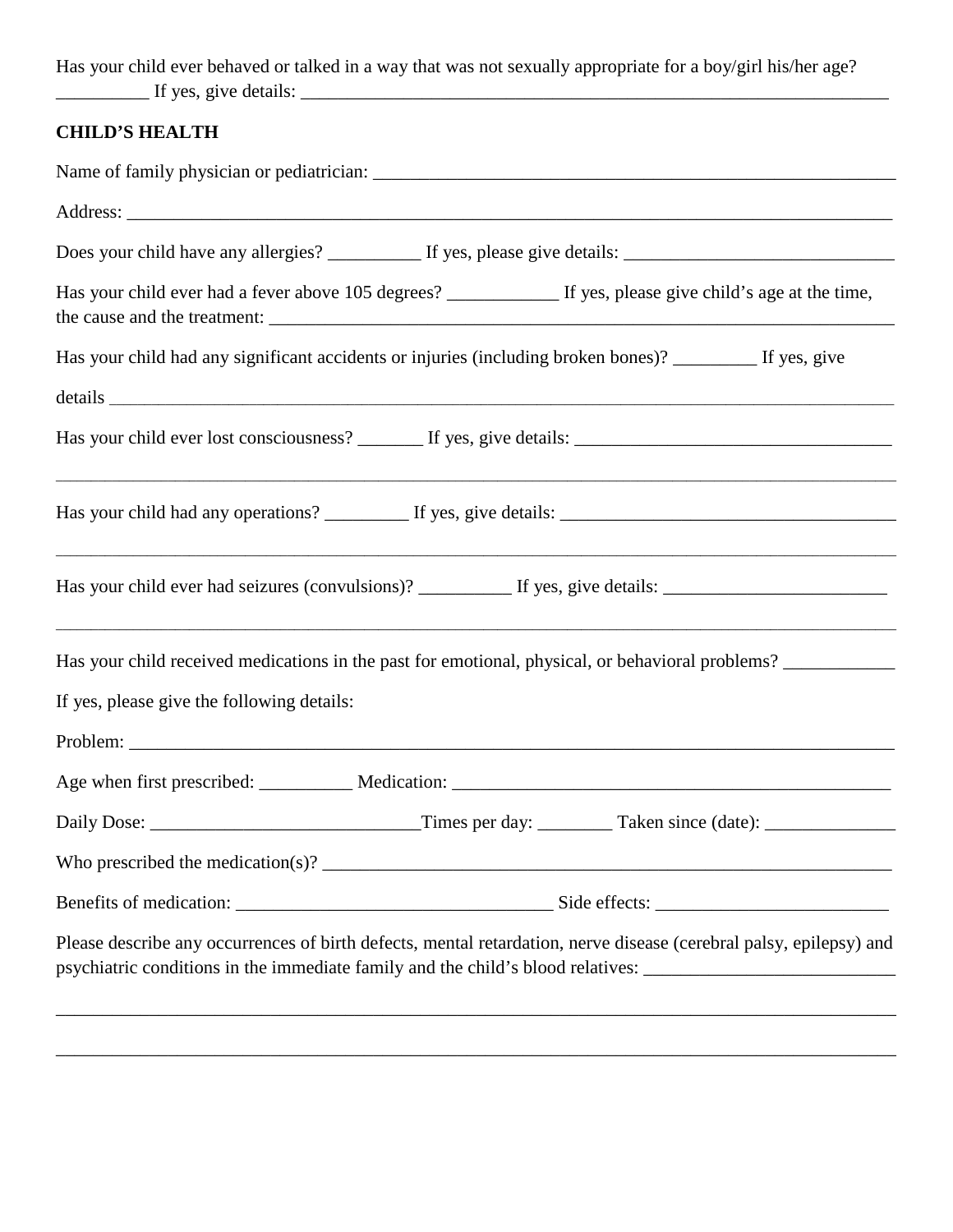Has your child ever behaved or talked in a way that was not sexually appropriate for a boy/girl his/her age? __________ If yes, give details: ___________________________________________________________________

**CHILD'S HEALTH**

Name of family physician or pediatrician: ____________________________________________________________

Address: ___________________________________________________________________________________

Does your child have any allergies? __________ If yes, please give details: _____________________________

Has your child ever had a fever above 105 degrees? ____________ If yes, please give child's age at the time, the cause and the treatment: _______________________________________________________________________

Has your child had any significant accidents or injuries (including broken bones)? _________ If yes, give details ___________________________________________________________________________________

Has your child ever lost consciousness? _______ If yes, give details: __________________________________

_____________________________________________________________________________________________

Has your child had any operations? _________ If yes, give details: ____________________________________

_____________________________________________________________________________________________

Has your child ever had seizures (convulsions)? __________ If yes, give details: ________________________

_____________________________________________________________________________________________

Has your child received medications in the past for emotional, physical, or behavioral problems? ____________

If yes, please give the following details:

Problem: ___________________________________________________________________________________

Age when first prescribed: __________ Medication: ________________________________________________

Daily Dose: _____________________________Times per day: ________ Taken since (date): ______________

Who prescribed the medication(s)? _______________________________________________________________

Benefits of medication: __________________________________ Side effects: _________________________

Please describe any occurrences of birth defects, mental retardation, nerve disease (cerebral palsy, epilepsy) and psychiatric conditions in the immediate family and the child's blood relatives: ___________________________

_____________________________________________________________________________________________

_____________________________________________________________________________________________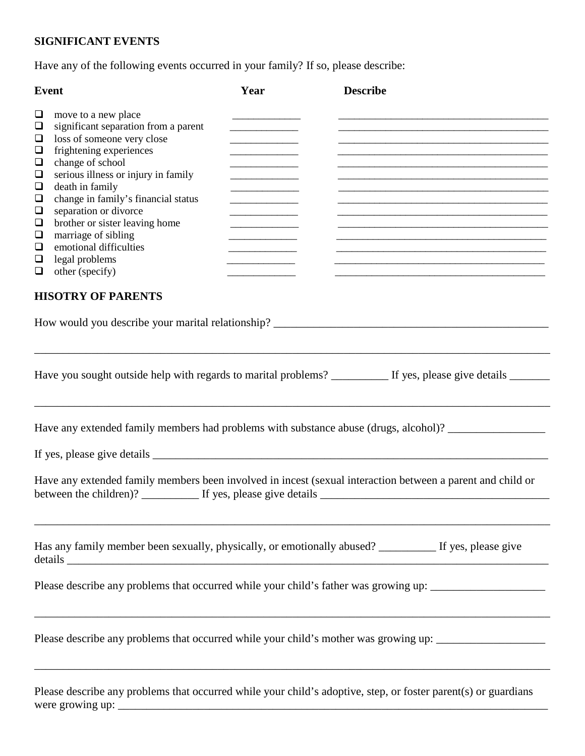**SIGNIFICANT EVENTS**

Have any of the following events occurred in your family? If so, please describe:

| Event | Year | Describe |
|---|---|---|
| ❑ move to a new place | \_\_\_\_\_\_\_\_\_\_\_\_ | \_\_\_\_\_\_\_\_\_\_\_\_\_\_\_\_\_\_\_\_\_\_\_\_\_\_\_\_\_\_\_\_\_\_\_\_\_\_\_\_ |
| ❑ significant separation from a parent | \_\_\_\_\_\_\_\_\_\_\_\_ | \_\_\_\_\_\_\_\_\_\_\_\_\_\_\_\_\_\_\_\_\_\_\_\_\_\_\_\_\_\_\_\_\_\_\_\_\_\_\_\_ |
| ❑ loss of someone very close | \_\_\_\_\_\_\_\_\_\_\_\_ | \_\_\_\_\_\_\_\_\_\_\_\_\_\_\_\_\_\_\_\_\_\_\_\_\_\_\_\_\_\_\_\_\_\_\_\_\_\_\_\_ |
| ❑ frightening experiences | \_\_\_\_\_\_\_\_\_\_\_\_ | \_\_\_\_\_\_\_\_\_\_\_\_\_\_\_\_\_\_\_\_\_\_\_\_\_\_\_\_\_\_\_\_\_\_\_\_\_\_\_\_ |
| ❑ change of school | \_\_\_\_\_\_\_\_\_\_\_\_ | \_\_\_\_\_\_\_\_\_\_\_\_\_\_\_\_\_\_\_\_\_\_\_\_\_\_\_\_\_\_\_\_\_\_\_\_\_\_\_\_ |
| ❑ serious illness or injury in family | \_\_\_\_\_\_\_\_\_\_\_\_ | \_\_\_\_\_\_\_\_\_\_\_\_\_\_\_\_\_\_\_\_\_\_\_\_\_\_\_\_\_\_\_\_\_\_\_\_\_\_\_\_ |
| ❑ death in family | \_\_\_\_\_\_\_\_\_\_\_\_ | \_\_\_\_\_\_\_\_\_\_\_\_\_\_\_\_\_\_\_\_\_\_\_\_\_\_\_\_\_\_\_\_\_\_\_\_\_\_\_\_ |
| ❑ change in family's financial status | \_\_\_\_\_\_\_\_\_\_\_\_ | \_\_\_\_\_\_\_\_\_\_\_\_\_\_\_\_\_\_\_\_\_\_\_\_\_\_\_\_\_\_\_\_\_\_\_\_\_\_\_\_ |
| ❑ separation or divorce | \_\_\_\_\_\_\_\_\_\_\_\_ | \_\_\_\_\_\_\_\_\_\_\_\_\_\_\_\_\_\_\_\_\_\_\_\_\_\_\_\_\_\_\_\_\_\_\_\_\_\_\_\_ |
| ❑ brother or sister leaving home | \_\_\_\_\_\_\_\_\_\_\_\_ | \_\_\_\_\_\_\_\_\_\_\_\_\_\_\_\_\_\_\_\_\_\_\_\_\_\_\_\_\_\_\_\_\_\_\_\_\_\_\_\_ |
| ❑ marriage of sibling | \_\_\_\_\_\_\_\_\_\_\_\_ | \_\_\_\_\_\_\_\_\_\_\_\_\_\_\_\_\_\_\_\_\_\_\_\_\_\_\_\_\_\_\_\_\_\_\_\_\_\_\_\_ |
| ❑ emotional difficulties | \_\_\_\_\_\_\_\_\_\_\_\_ | \_\_\_\_\_\_\_\_\_\_\_\_\_\_\_\_\_\_\_\_\_\_\_\_\_\_\_\_\_\_\_\_\_\_\_\_\_\_\_\_ |
| ❑ legal problems | \_\_\_\_\_\_\_\_\_\_\_\_ | \_\_\_\_\_\_\_\_\_\_\_\_\_\_\_\_\_\_\_\_\_\_\_\_\_\_\_\_\_\_\_\_\_\_\_\_\_\_\_\_ |
| ❑ other (specify) | \_\_\_\_\_\_\_\_\_\_\_\_ | \_\_\_\_\_\_\_\_\_\_\_\_\_\_\_\_\_\_\_\_\_\_\_\_\_\_\_\_\_\_\_\_\_\_\_\_\_\_\_\_ |

**HISOTRY OF PARENTS**

How would you describe your marital relationship? \_\_\_\_\_\_\_\_\_\_\_\_\_\_\_\_\_\_\_\_\_\_\_\_\_\_\_\_\_\_\_\_\_\_\_\_\_\_\_\_\_\_\_\_\_\_\_\_

\_\_\_\_\_\_\_\_\_\_\_\_\_\_\_\_\_\_\_\_\_\_\_\_\_\_\_\_\_\_\_\_\_\_\_\_\_\_\_\_\_\_\_\_\_\_\_\_\_\_\_\_\_\_\_\_\_\_\_\_\_\_\_\_\_\_\_\_\_\_\_\_\_\_\_\_\_\_\_\_\_\_\_\_\_\_\_\_\_\_\_\_

Have you sought outside help with regards to marital problems? \_\_\_\_\_\_\_\_\_\_ If yes, please give details \_\_\_\_\_\_\_

\_\_\_\_\_\_\_\_\_\_\_\_\_\_\_\_\_\_\_\_\_\_\_\_\_\_\_\_\_\_\_\_\_\_\_\_\_\_\_\_\_\_\_\_\_\_\_\_\_\_\_\_\_\_\_\_\_\_\_\_\_\_\_\_\_\_\_\_\_\_\_\_\_\_\_\_\_\_\_\_\_\_\_\_\_\_\_\_\_\_\_\_

Have any extended family members had problems with substance abuse (drugs, alcohol)? \_\_\_\_\_\_\_\_\_\_\_\_\_\_\_\_\_

If yes, please give details \_\_\_\_\_\_\_\_\_\_\_\_\_\_\_\_\_\_\_\_\_\_\_\_\_\_\_\_\_\_\_\_\_\_\_\_\_\_\_\_\_\_\_\_\_\_\_\_\_\_\_\_\_\_\_\_\_\_\_\_\_\_\_\_\_\_\_\_\_\_

Have any extended family members been involved in incest (sexual interaction between a parent and child or between the children)? \_\_\_\_\_\_\_\_\_\_ If yes, please give details \_\_\_\_\_\_\_\_\_\_\_\_\_\_\_\_\_\_\_\_\_\_\_\_\_\_\_\_\_\_\_\_\_\_\_\_\_\_\_\_

\_\_\_\_\_\_\_\_\_\_\_\_\_\_\_\_\_\_\_\_\_\_\_\_\_\_\_\_\_\_\_\_\_\_\_\_\_\_\_\_\_\_\_\_\_\_\_\_\_\_\_\_\_\_\_\_\_\_\_\_\_\_\_\_\_\_\_\_\_\_\_\_\_\_\_\_\_\_\_\_\_\_\_\_\_\_\_\_\_\_\_\_

Has any family member been sexually, physically, or emotionally abused? \_\_\_\_\_\_\_\_\_\_ If yes, please give details \_\_\_\_\_\_\_\_\_\_\_\_\_\_\_\_\_\_\_\_\_\_\_\_\_\_\_\_\_\_\_\_\_\_\_\_\_\_\_\_\_\_\_\_\_\_\_\_\_\_\_\_\_\_\_\_\_\_\_\_\_\_\_\_\_\_\_\_\_\_\_\_\_\_\_\_\_\_\_\_\_\_\_\_

Please describe any problems that occurred while your child's father was growing up: \_\_\_\_\_\_\_\_\_\_\_\_\_\_\_\_\_\_\_\_

\_\_\_\_\_\_\_\_\_\_\_\_\_\_\_\_\_\_\_\_\_\_\_\_\_\_\_\_\_\_\_\_\_\_\_\_\_\_\_\_\_\_\_\_\_\_\_\_\_\_\_\_\_\_\_\_\_\_\_\_\_\_\_\_\_\_\_\_\_\_\_\_\_\_\_\_\_\_\_\_\_\_\_\_\_\_\_\_\_\_\_\_

Please describe any problems that occurred while your child's mother was growing up: \_\_\_\_\_\_\_\_\_\_\_\_\_\_\_\_\_\_\_

\_\_\_\_\_\_\_\_\_\_\_\_\_\_\_\_\_\_\_\_\_\_\_\_\_\_\_\_\_\_\_\_\_\_\_\_\_\_\_\_\_\_\_\_\_\_\_\_\_\_\_\_\_\_\_\_\_\_\_\_\_\_\_\_\_\_\_\_\_\_\_\_\_\_\_\_\_\_\_\_\_\_\_\_\_\_\_\_\_\_\_\_

Please describe any problems that occurred while your child's adoptive, step, or foster parent(s) or guardians were growing up: \_\_\_\_\_\_\_\_\_\_\_\_\_\_\_\_\_\_\_\_\_\_\_\_\_\_\_\_\_\_\_\_\_\_\_\_\_\_\_\_\_\_\_\_\_\_\_\_\_\_\_\_\_\_\_\_\_\_\_\_\_\_\_\_\_\_\_\_\_\_\_\_\_\_\_\_\_\_